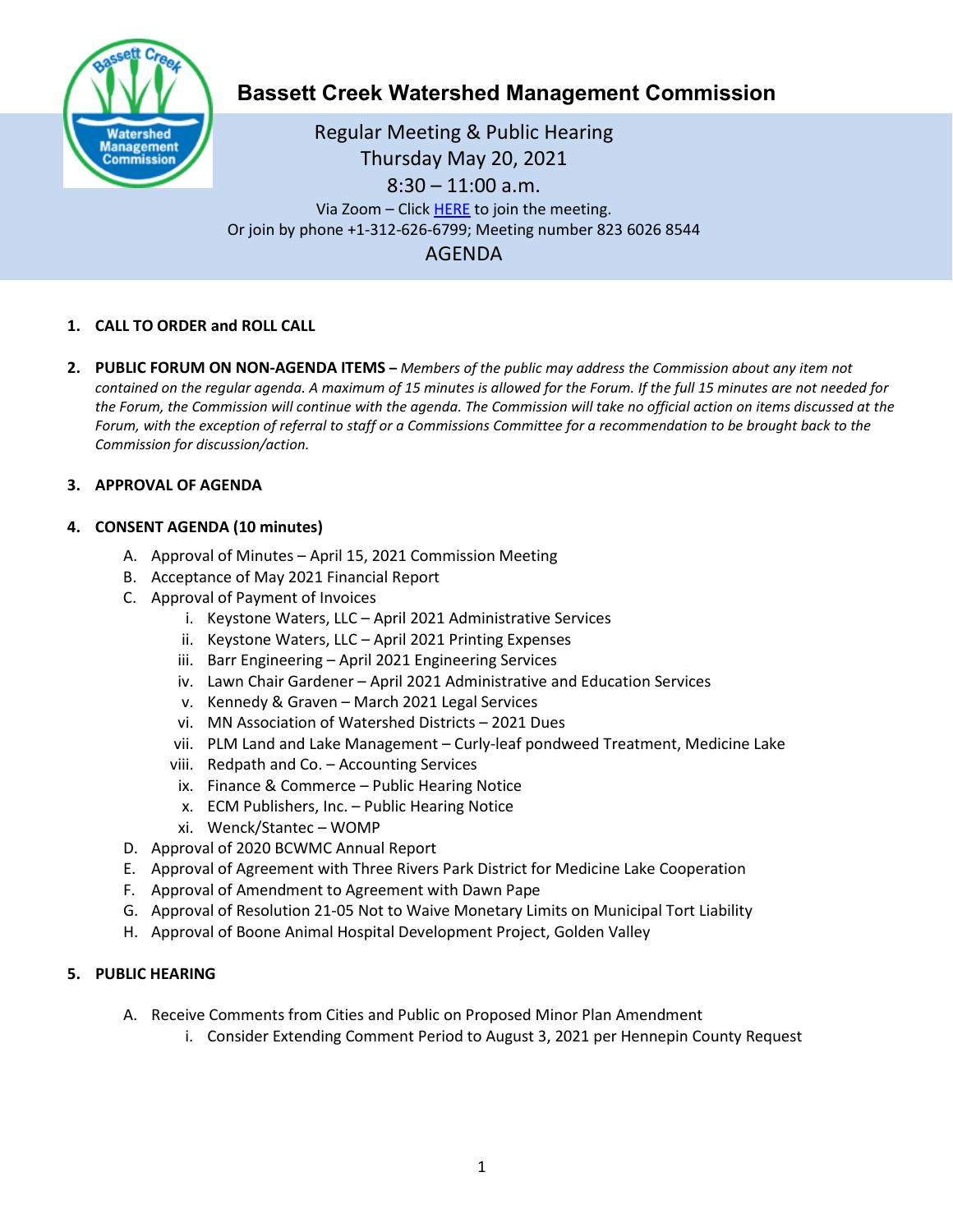# Bassett Creek Watershed Management Commission

Regular Meeting & Public Hearing
Thursday May 20, 2021
8:30 – 11:00 a.m.
Via Zoom – Click HERE to join the meeting.
Or join by phone +1-312-626-6799; Meeting number 823 6026 8544

AGENDA

1. **CALL TO ORDER and ROLL CALL**

2. **PUBLIC FORUM ON NON-AGENDA ITEMS –** *Members of the public may address the Commission about any item not contained on the regular agenda. A maximum of 15 minutes is allowed for the Forum. If the full 15 minutes are not needed for the Forum, the Commission will continue with the agenda. The Commission will take no official action on items discussed at the Forum, with the exception of referral to staff or a Commissions Committee for a recommendation to be brought back to the Commission for discussion/action.*

3. **APPROVAL OF AGENDA**

4. **CONSENT AGENDA (10 minutes)**
   - A. Approval of Minutes – April 15, 2021 Commission Meeting
   - B. Acceptance of May 2021 Financial Report
   - C. Approval of Payment of Invoices
     - i. Keystone Waters, LLC – April 2021 Administrative Services
     - ii. Keystone Waters, LLC – April 2021 Printing Expenses
     - iii. Barr Engineering – April 2021 Engineering Services
     - iv. Lawn Chair Gardener – April 2021 Administrative and Education Services
     - v. Kennedy & Graven – March 2021 Legal Services
     - vi. MN Association of Watershed Districts – 2021 Dues
     - vii. PLM Land and Lake Management – Curly-leaf pondweed Treatment, Medicine Lake
     - viii. Redpath and Co. – Accounting Services
     - ix. Finance & Commerce – Public Hearing Notice
     - x. ECM Publishers, Inc. – Public Hearing Notice
     - xi. Wenck/Stantec – WOMP
   - D. Approval of 2020 BCWMC Annual Report
   - E. Approval of Agreement with Three Rivers Park District for Medicine Lake Cooperation
   - F. Approval of Amendment to Agreement with Dawn Pape
   - G. Approval of Resolution 21-05 Not to Waive Monetary Limits on Municipal Tort Liability
   - H. Approval of Boone Animal Hospital Development Project, Golden Valley

5. **PUBLIC HEARING**
   - A. Receive Comments from Cities and Public on Proposed Minor Plan Amendment
     - i. Consider Extending Comment Period to August 3, 2021 per Hennepin County Request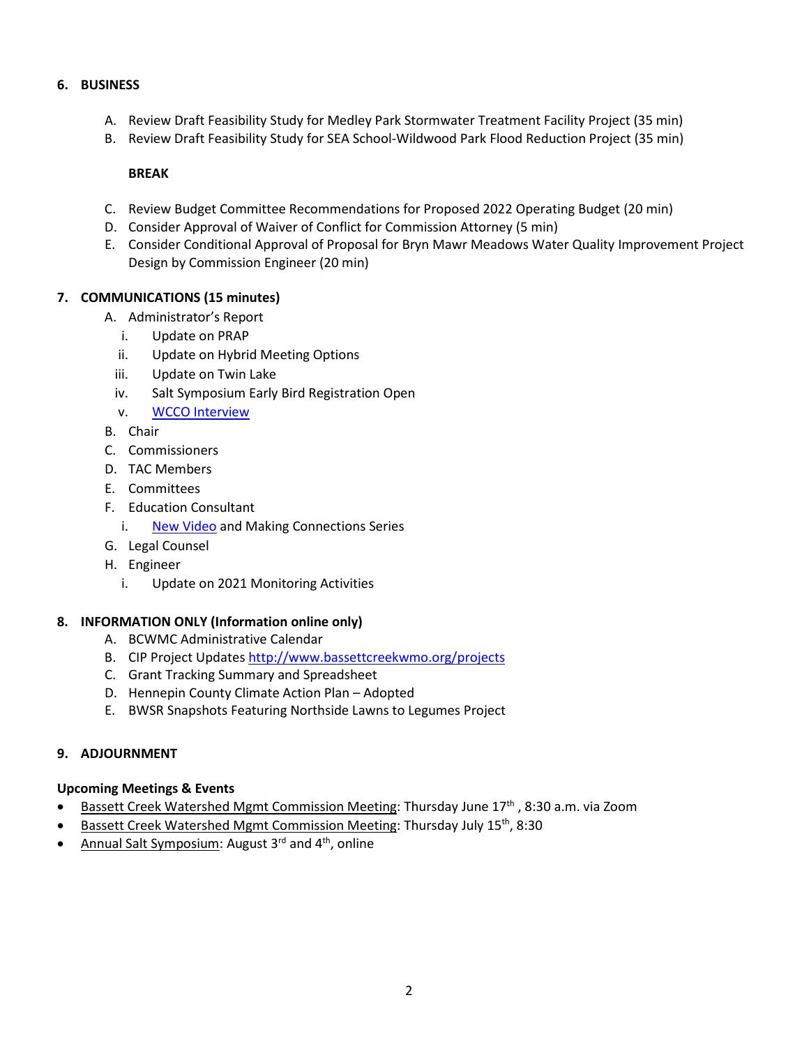## 6. BUSINESS

A. Review Draft Feasibility Study for Medley Park Stormwater Treatment Facility Project (35 min)
B. Review Draft Feasibility Study for SEA School-Wildwood Park Flood Reduction Project (35 min)

**BREAK**

C. Review Budget Committee Recommendations for Proposed 2022 Operating Budget (20 min)
D. Consider Approval of Waiver of Conflict for Commission Attorney (5 min)
E. Consider Conditional Approval of Proposal for Bryn Mawr Meadows Water Quality Improvement Project Design by Commission Engineer (20 min)

## 7. COMMUNICATIONS (15 minutes)

A. Administrator's Report
  i. Update on PRAP
  ii. Update on Hybrid Meeting Options
  iii. Update on Twin Lake
  iv. Salt Symposium Early Bird Registration Open
  v. WCCO Interview
B. Chair
C. Commissioners
D. TAC Members
E. Committees
F. Education Consultant
  i. New Video and Making Connections Series
G. Legal Counsel
H. Engineer
  i. Update on 2021 Monitoring Activities

## 8. INFORMATION ONLY (Information online only)

A. BCWMC Administrative Calendar
B. CIP Project Updates http://www.bassettcreekwmo.org/projects
C. Grant Tracking Summary and Spreadsheet
D. Hennepin County Climate Action Plan – Adopted
E. BWSR Snapshots Featuring Northside Lawns to Legumes Project

## 9. ADJOURNMENT

**Upcoming Meetings & Events**

- Bassett Creek Watershed Mgmt Commission Meeting: Thursday June 17th , 8:30 a.m. via Zoom
- Bassett Creek Watershed Mgmt Commission Meeting: Thursday July 15th, 8:30
- Annual Salt Symposium: August 3rd and 4th, online